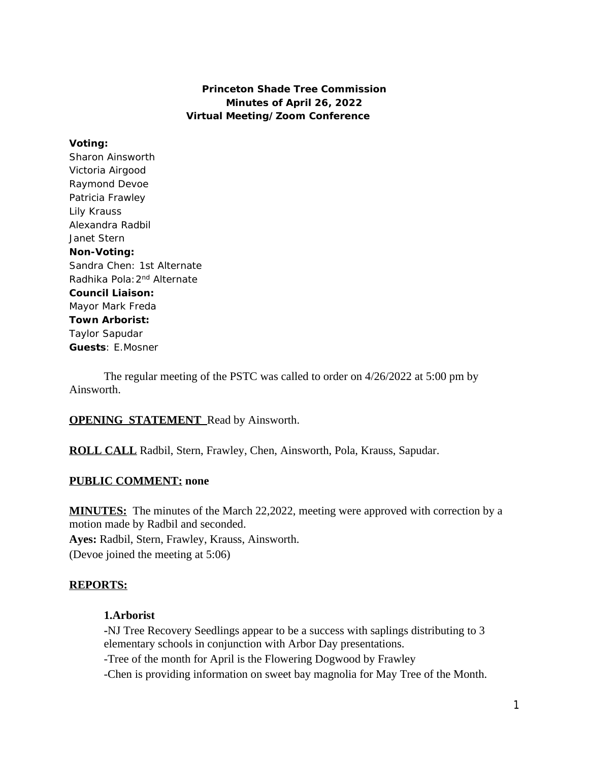**Princeton Shade Tree Commission**
**Minutes of April 26, 2022**
**Virtual Meeting/Zoom Conference**

**Voting:**
Sharon Ainsworth
Victoria Airgood
Raymond Devoe
Patricia Frawley
Lily Krauss
Alexandra Radbil
Janet Stern
**Non-Voting:**
Sandra Chen: 1st Alternate
Radhika Pola: 2nd Alternate
**Council Liaison:**
Mayor Mark Freda
**Town Arborist:**
Taylor Sapudar
**Guests**: E.Mosner

The regular meeting of the PSTC was called to order on 4/26/2022 at 5:00 pm by Ainsworth.

**OPENING STATEMENT** Read by Ainsworth.

**ROLL CALL** Radbil, Stern, Frawley, Chen, Ainsworth, Pola, Krauss, Sapudar.

**PUBLIC COMMENT: none**

**MINUTES:** The minutes of the March 22,2022, meeting were approved with correction by a motion made by Radbil and seconded.
**Ayes:** Radbil, Stern, Frawley, Krauss, Ainsworth.
(Devoe joined the meeting at 5:06)

**REPORTS:**

**1.Arborist**

-NJ Tree Recovery Seedlings appear to be a success with saplings distributing to 3 elementary schools in conjunction with Arbor Day presentations.
-Tree of the month for April is the Flowering Dogwood by Frawley
-Chen is providing information on sweet bay magnolia for May Tree of the Month.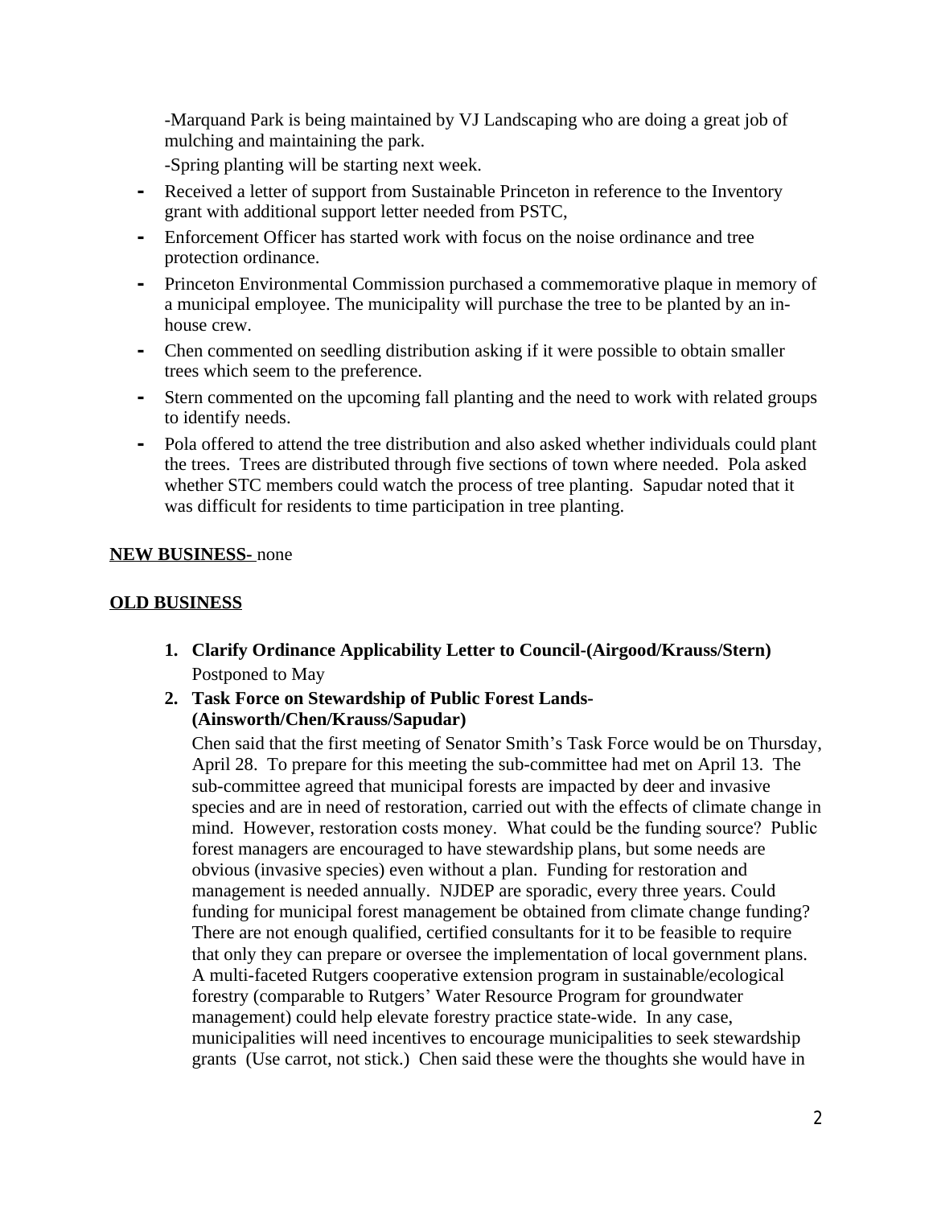-Marquand Park is being maintained by VJ Landscaping who are doing a great job of mulching and maintaining the park.

-Spring planting will be starting next week.

- Received a letter of support from Sustainable Princeton in reference to the Inventory grant with additional support letter needed from PSTC,
- Enforcement Officer has started work with focus on the noise ordinance and tree protection ordinance.
- Princeton Environmental Commission purchased a commemorative plaque in memory of a municipal employee. The municipality will purchase the tree to be planted by an in-house crew.
- Chen commented on seedling distribution asking if it were possible to obtain smaller trees which seem to the preference.
- Stern commented on the upcoming fall planting and the need to work with related groups to identify needs.
- Pola offered to attend the tree distribution and also asked whether individuals could plant the trees. Trees are distributed through five sections of town where needed. Pola asked whether STC members could watch the process of tree planting. Sapudar noted that it was difficult for residents to time participation in tree planting.

**NEW BUSINESS-** none

**OLD BUSINESS**

1. **Clarify Ordinance Applicability Letter to Council-(Airgood/Krauss/Stern)**
   Postponed to May
2. **Task Force on Stewardship of Public Forest Lands-(Ainsworth/Chen/Krauss/Sapudar)**
   Chen said that the first meeting of Senator Smith's Task Force would be on Thursday, April 28. To prepare for this meeting the sub-committee had met on April 13. The sub-committee agreed that municipal forests are impacted by deer and invasive species and are in need of restoration, carried out with the effects of climate change in mind. However, restoration costs money. What could be the funding source? Public forest managers are encouraged to have stewardship plans, but some needs are obvious (invasive species) even without a plan. Funding for restoration and management is needed annually. NJDEP are sporadic, every three years. Could funding for municipal forest management be obtained from climate change funding? There are not enough qualified, certified consultants for it to be feasible to require that only they can prepare or oversee the implementation of local government plans. A multi-faceted Rutgers cooperative extension program in sustainable/ecological forestry (comparable to Rutgers' Water Resource Program for groundwater management) could help elevate forestry practice state-wide. In any case, municipalities will need incentives to encourage municipalities to seek stewardship grants (Use carrot, not stick.) Chen said these were the thoughts she would have in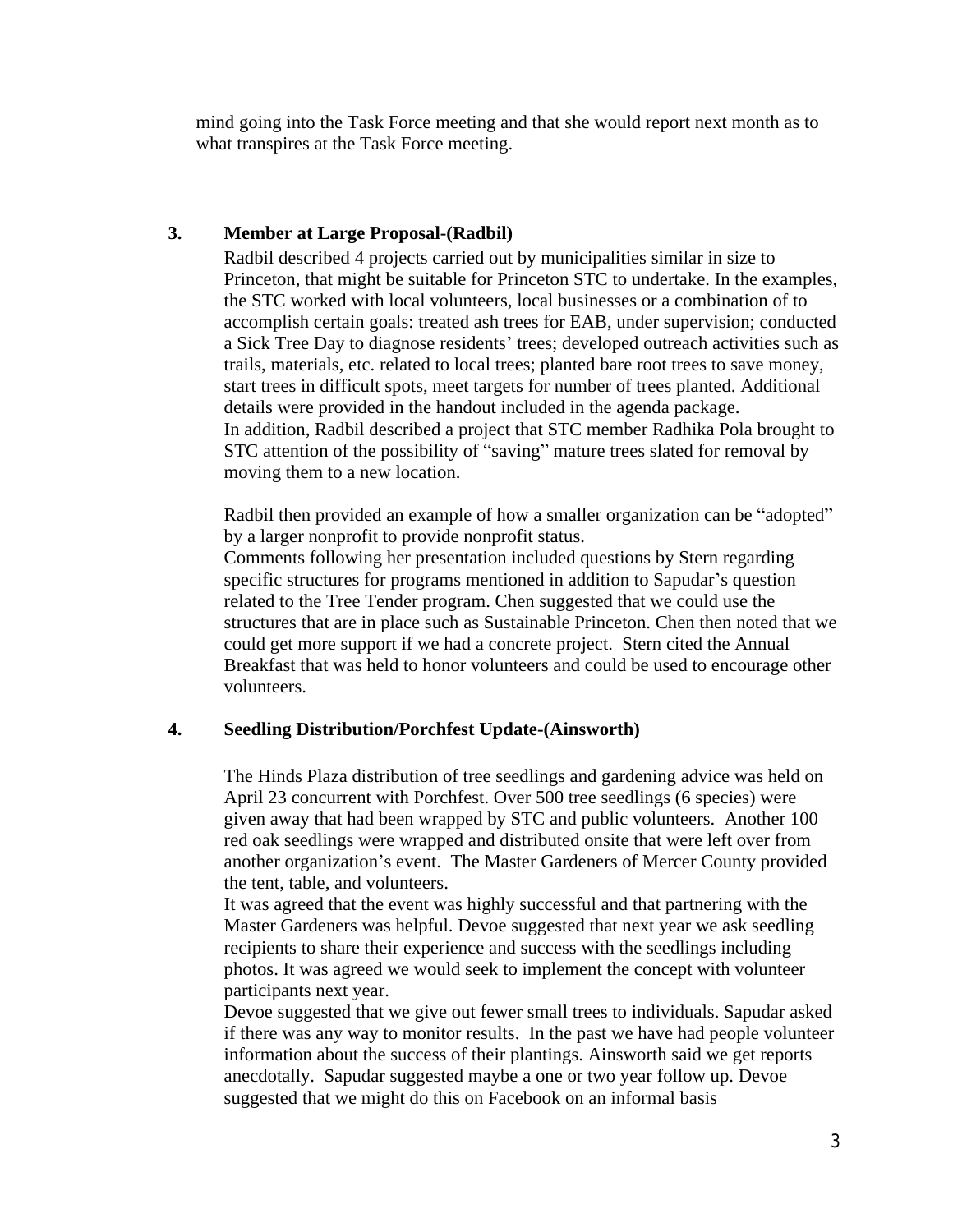mind going into the Task Force meeting and that she would report next month as to what transpires at the Task Force meeting.

**3. Member at Large Proposal-(Radbil)**

Radbil described 4 projects carried out by municipalities similar in size to Princeton, that might be suitable for Princeton STC to undertake. In the examples, the STC worked with local volunteers, local businesses or a combination of to accomplish certain goals: treated ash trees for EAB, under supervision; conducted a Sick Tree Day to diagnose residents' trees; developed outreach activities such as trails, materials, etc. related to local trees; planted bare root trees to save money, start trees in difficult spots, meet targets for number of trees planted. Additional details were provided in the handout included in the agenda package.
In addition, Radbil described a project that STC member Radhika Pola brought to STC attention of the possibility of "saving" mature trees slated for removal by moving them to a new location.

Radbil then provided an example of how a smaller organization can be "adopted" by a larger nonprofit to provide nonprofit status.
Comments following her presentation included questions by Stern regarding specific structures for programs mentioned in addition to Sapudar's question related to the Tree Tender program. Chen suggested that we could use the structures that are in place such as Sustainable Princeton. Chen then noted that we could get more support if we had a concrete project. Stern cited the Annual Breakfast that was held to honor volunteers and could be used to encourage other volunteers.

**4. Seedling Distribution/Porchfest Update-(Ainsworth)**

The Hinds Plaza distribution of tree seedlings and gardening advice was held on April 23 concurrent with Porchfest. Over 500 tree seedlings (6 species) were given away that had been wrapped by STC and public volunteers. Another 100 red oak seedlings were wrapped and distributed onsite that were left over from another organization's event. The Master Gardeners of Mercer County provided the tent, table, and volunteers.
It was agreed that the event was highly successful and that partnering with the Master Gardeners was helpful. Devoe suggested that next year we ask seedling recipients to share their experience and success with the seedlings including photos. It was agreed we would seek to implement the concept with volunteer participants next year.
Devoe suggested that we give out fewer small trees to individuals. Sapudar asked if there was any way to monitor results. In the past we have had people volunteer information about the success of their plantings. Ainsworth said we get reports anecdotally. Sapudar suggested maybe a one or two year follow up. Devoe suggested that we might do this on Facebook on an informal basis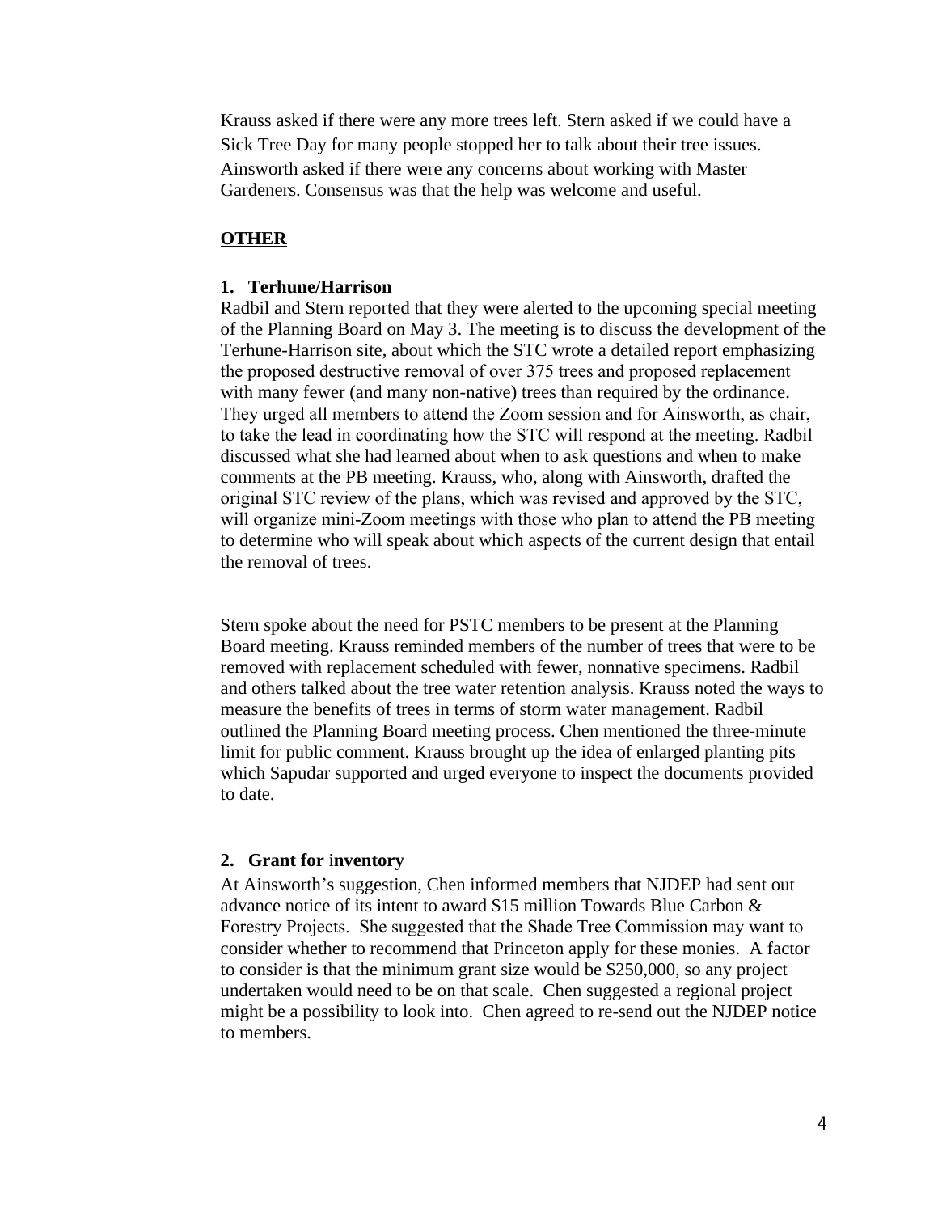Krauss asked if there were any more trees left. Stern asked if we could have a Sick Tree Day for many people stopped her to talk about their tree issues. Ainsworth asked if there were any concerns about working with Master Gardeners. Consensus was that the help was welcome and useful.

**<u>OTHER</u>**

**1. Terhune/Harrison**

Radbil and Stern reported that they were alerted to the upcoming special meeting of the Planning Board on May 3. The meeting is to discuss the development of the Terhune-Harrison site, about which the STC wrote a detailed report emphasizing the proposed destructive removal of over 375 trees and proposed replacement with many fewer (and many non-native) trees than required by the ordinance. They urged all members to attend the Zoom session and for Ainsworth, as chair, to take the lead in coordinating how the STC will respond at the meeting. Radbil discussed what she had learned about when to ask questions and when to make comments at the PB meeting. Krauss, who, along with Ainsworth, drafted the original STC review of the plans, which was revised and approved by the STC, will organize mini-Zoom meetings with those who plan to attend the PB meeting to determine who will speak about which aspects of the current design that entail the removal of trees.

Stern spoke about the need for PSTC members to be present at the Planning Board meeting. Krauss reminded members of the number of trees that were to be removed with replacement scheduled with fewer, nonnative specimens. Radbil and others talked about the tree water retention analysis. Krauss noted the ways to measure the benefits of trees in terms of storm water management. Radbil outlined the Planning Board meeting process. Chen mentioned the three-minute limit for public comment. Krauss brought up the idea of enlarged planting pits which Sapudar supported and urged everyone to inspect the documents provided to date.

**2. Grant for inventory**

At Ainsworth's suggestion, Chen informed members that NJDEP had sent out advance notice of its intent to award $15 million Towards Blue Carbon & Forestry Projects. She suggested that the Shade Tree Commission may want to consider whether to recommend that Princeton apply for these monies. A factor to consider is that the minimum grant size would be $250,000, so any project undertaken would need to be on that scale. Chen suggested a regional project might be a possibility to look into. Chen agreed to re-send out the NJDEP notice to members.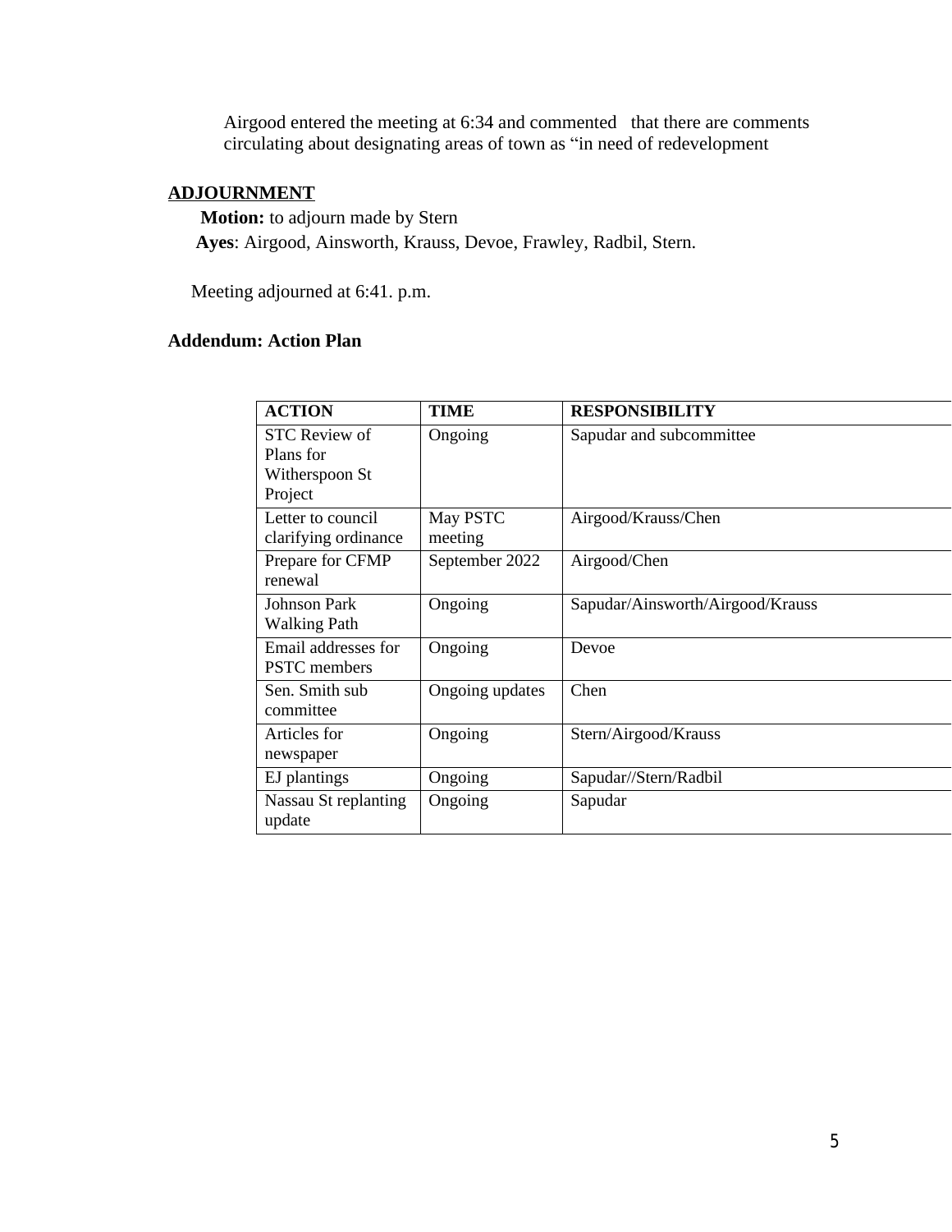Airgood entered the meeting at 6:34 and commented that there are comments circulating about designating areas of town as "in need of redevelopment

## ADJOURNMENT

**Motion:** to adjourn made by Stern

**Ayes**: Airgood, Ainsworth, Krauss, Devoe, Frawley, Radbil, Stern.

Meeting adjourned at 6:41. p.m.

**Addendum: Action Plan**

| ACTION | TIME | RESPONSIBILITY |
|---|---|---|
| STC Review of Plans for Witherspoon St Project | Ongoing | Sapudar and subcommittee |
| Letter to council clarifying ordinance | May PSTC meeting | Airgood/Krauss/Chen |
| Prepare for CFMP renewal | September 2022 | Airgood/Chen |
| Johnson Park Walking Path | Ongoing | Sapudar/Ainsworth/Airgood/Krauss |
| Email addresses for PSTC members | Ongoing | Devoe |
| Sen. Smith sub committee | Ongoing updates | Chen |
| Articles for newspaper | Ongoing | Stern/Airgood/Krauss |
| EJ plantings | Ongoing | Sapudar//Stern/Radbil |
| Nassau St replanting update | Ongoing | Sapudar |